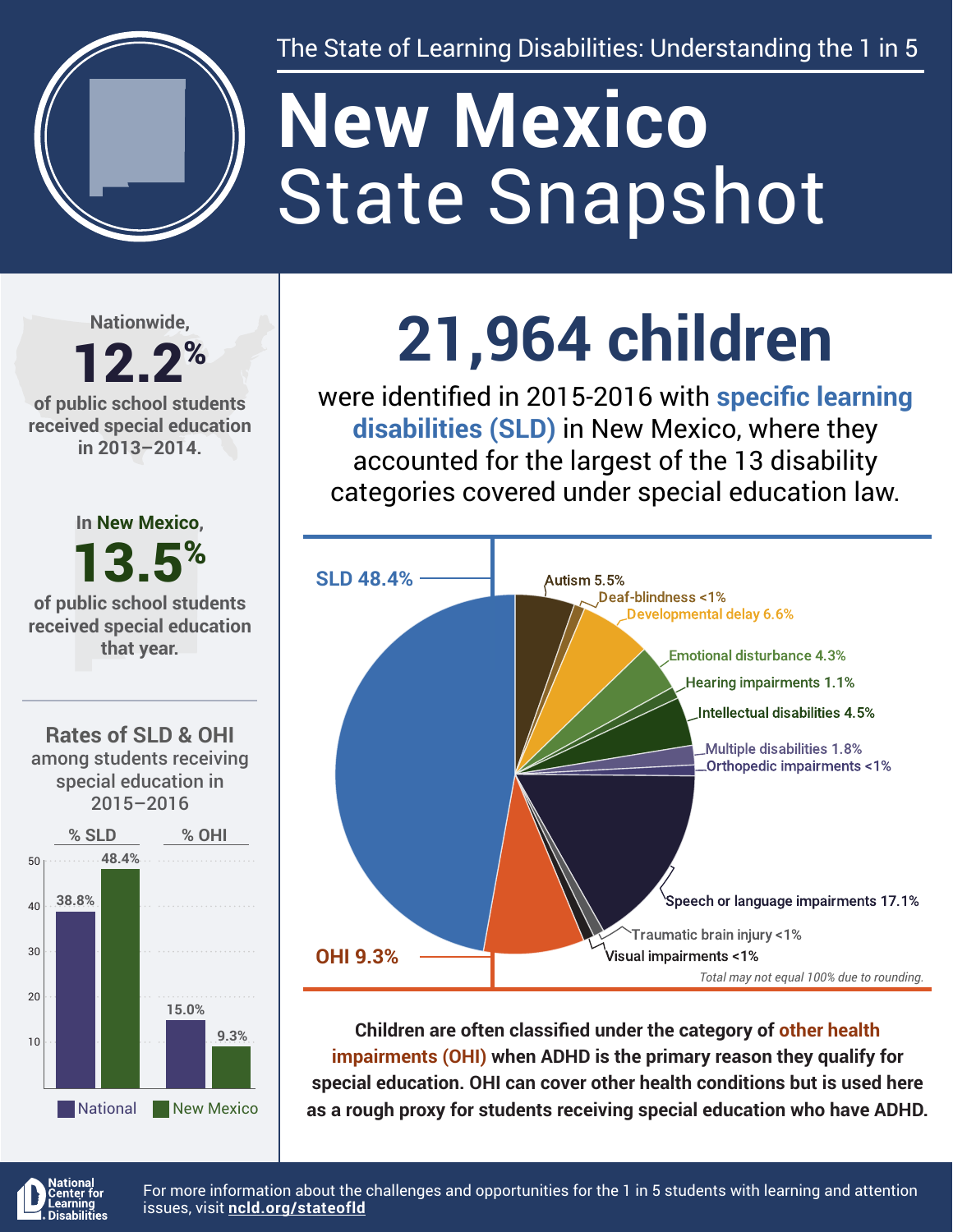The State of Learning Disabilities: Understanding the 1 in 5

# New Mexico State Snapshot

Nationwide, **12.2%** of public school students received special education in 2013–2014.

In New Mexico, **13.5%** of public school students received special education that year.

## 21,964 children

were identified in 2015-2016 with **specific learning disabilities (SLD)** in New Mexico, where they accounted for the largest of the 13 disability categories covered under special education law.

| Disability category | Percent |
|---|---|
| SLD | 48.4% |
| Autism | 5.5% |
| Deaf-blindness | <1% |
| Developmental delay | 6.6% |
| Emotional disturbance | 4.3% |
| Hearing impairments | 1.1% |
| Intellectual disabilities | 4.5% |
| Multiple disabilities | 1.8% |
| Orthopedic impairments | <1% |
| Speech or language impairments | 17.1% |
| Traumatic brain injury | <1% |
| Visual impairments | <1% |
| OHI | 9.3% |

*Total may not equal 100% due to rounding.*

### Rates of SLD & OHI among students receiving special education in 2015–2016

| | % SLD | % OHI |
|---|---|---|
| National | 38.8% | 15.0% |
| New Mexico | 48.4% | 9.3% |

**Children are often classified under the category of other health impairments (OHI) when ADHD is the primary reason they qualify for special education. OHI can cover other health conditions but is used here as a rough proxy for students receiving special education who have ADHD.**

National Center for Learning Disabilities

For more information about the challenges and opportunities for the 1 in 5 students with learning and attention issues, visit **ncld.org/stateofld**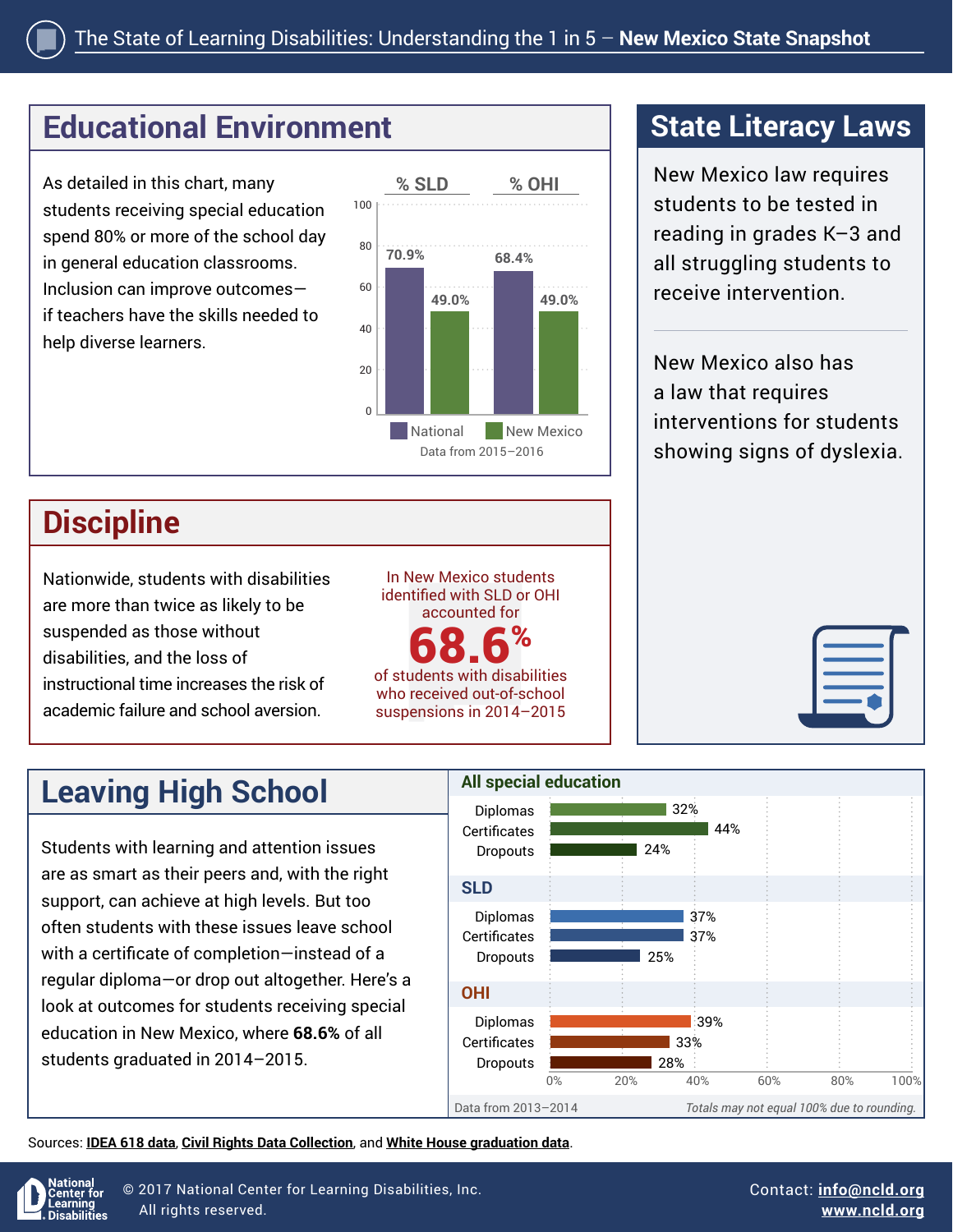The State of Learning Disabilities: Understanding the 1 in 5 – **New Mexico State Snapshot**

## Educational Environment

As detailed in this chart, many students receiving special education spend 80% or more of the school day in general education classrooms. Inclusion can improve outcomes—if teachers have the skills needed to help diverse learners.

% SLD
% OHI
100
80
60
40
20
0
70.9%
49.0%
68.4%
49.0%
National
New Mexico
Data from 2015–2016

## State Literacy Laws

New Mexico law requires students to be tested in reading in grades K–3 and all struggling students to receive intervention.

New Mexico also has a law that requires interventions for students showing signs of dyslexia.

## Discipline

Nationwide, students with disabilities are more than twice as likely to be suspended as those without disabilities, and the loss of instructional time increases the risk of academic failure and school aversion.

In New Mexico students identified with SLD or OHI accounted for **68.6%** of students with disabilities who received out-of-school suspensions in 2014–2015

## Leaving High School

Students with learning and attention issues are as smart as their peers and, with the right support, can achieve at high levels. But too often students with these issues leave school with a certificate of completion—instead of a regular diploma—or drop out altogether. Here's a look at outcomes for students receiving special education in New Mexico, where **68.6%** of all students graduated in 2014–2015.

**All special education**
Diplomas 32%
Certificates 44%
Dropouts 24%

**SLD**
Diplomas 37%
Certificates 37%
Dropouts 25%

**OHI**
Diplomas 39%
Certificates 33%
Dropouts 28%

0% 20% 40% 60% 80% 100%

Data from 2013–2014

*Totals may not equal 100% due to rounding.*

Sources: **IDEA 618 data**, **Civil Rights Data Collection**, and **White House graduation data**.

National Center for Learning Disabilities

© 2017 National Center for Learning Disabilities, Inc. All rights reserved.

Contact: **info@ncld.org** **www.ncld.org**